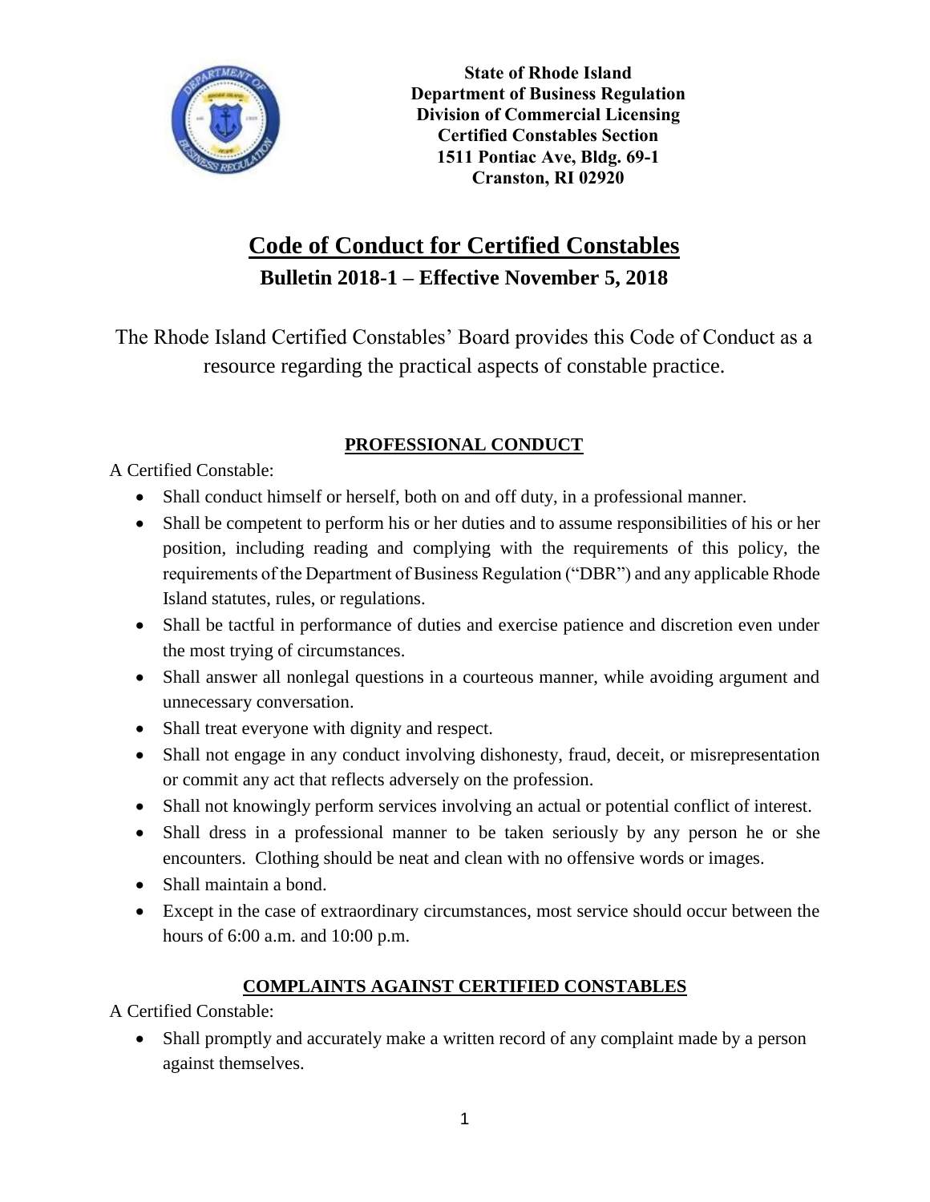**State of Rhode Island**
**Department of Business Regulation**
**Division of Commercial Licensing**
**Certified Constables Section**
**1511 Pontiac Ave, Bldg. 69-1**
**Cranston, RI 02920**

# Code of Conduct for Certified Constables

## Bulletin 2018-1 – Effective November 5, 2018

The Rhode Island Certified Constables' Board provides this Code of Conduct as a resource regarding the practical aspects of constable practice.

### PROFESSIONAL CONDUCT

A Certified Constable:

- Shall conduct himself or herself, both on and off duty, in a professional manner.
- Shall be competent to perform his or her duties and to assume responsibilities of his or her position, including reading and complying with the requirements of this policy, the requirements of the Department of Business Regulation ("DBR") and any applicable Rhode Island statutes, rules, or regulations.
- Shall be tactful in performance of duties and exercise patience and discretion even under the most trying of circumstances.
- Shall answer all nonlegal questions in a courteous manner, while avoiding argument and unnecessary conversation.
- Shall treat everyone with dignity and respect.
- Shall not engage in any conduct involving dishonesty, fraud, deceit, or misrepresentation or commit any act that reflects adversely on the profession.
- Shall not knowingly perform services involving an actual or potential conflict of interest.
- Shall dress in a professional manner to be taken seriously by any person he or she encounters. Clothing should be neat and clean with no offensive words or images.
- Shall maintain a bond.
- Except in the case of extraordinary circumstances, most service should occur between the hours of 6:00 a.m. and 10:00 p.m.

### COMPLAINTS AGAINST CERTIFIED CONSTABLES

A Certified Constable:

- Shall promptly and accurately make a written record of any complaint made by a person against themselves.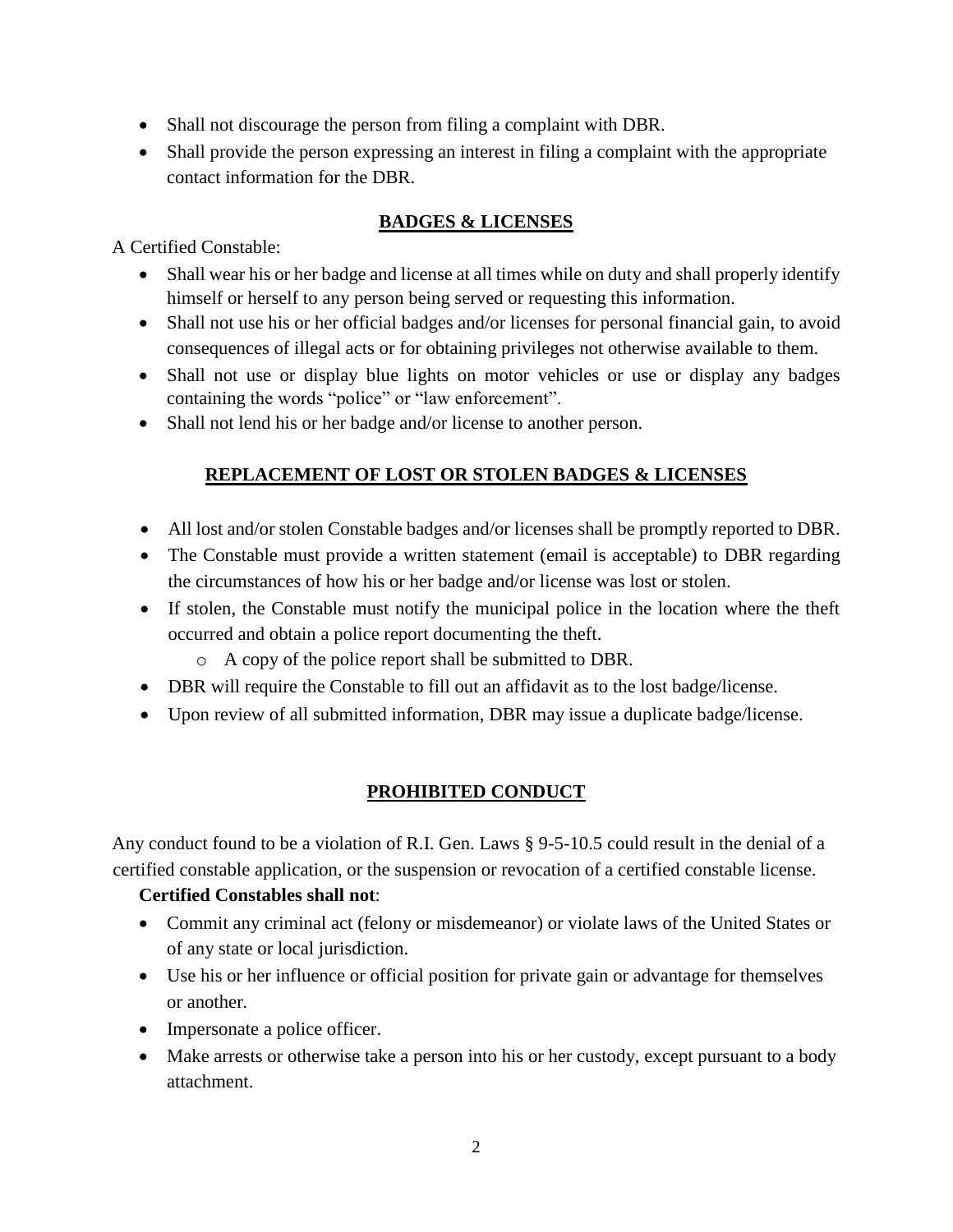- Shall not discourage the person from filing a complaint with DBR.
- Shall provide the person expressing an interest in filing a complaint with the appropriate contact information for the DBR.

## BADGES & LICENSES

A Certified Constable:

- Shall wear his or her badge and license at all times while on duty and shall properly identify himself or herself to any person being served or requesting this information.
- Shall not use his or her official badges and/or licenses for personal financial gain, to avoid consequences of illegal acts or for obtaining privileges not otherwise available to them.
- Shall not use or display blue lights on motor vehicles or use or display any badges containing the words "police" or "law enforcement".
- Shall not lend his or her badge and/or license to another person.

## REPLACEMENT OF LOST OR STOLEN BADGES & LICENSES

- All lost and/or stolen Constable badges and/or licenses shall be promptly reported to DBR.
- The Constable must provide a written statement (email is acceptable) to DBR regarding the circumstances of how his or her badge and/or license was lost or stolen.
- If stolen, the Constable must notify the municipal police in the location where the theft occurred and obtain a police report documenting the theft.
  - A copy of the police report shall be submitted to DBR.
- DBR will require the Constable to fill out an affidavit as to the lost badge/license.
- Upon review of all submitted information, DBR may issue a duplicate badge/license.

## PROHIBITED CONDUCT

Any conduct found to be a violation of R.I. Gen. Laws § 9-5-10.5 could result in the denial of a certified constable application, or the suspension or revocation of a certified constable license.

**Certified Constables shall not**:

- Commit any criminal act (felony or misdemeanor) or violate laws of the United States or of any state or local jurisdiction.
- Use his or her influence or official position for private gain or advantage for themselves or another.
- Impersonate a police officer.
- Make arrests or otherwise take a person into his or her custody, except pursuant to a body attachment.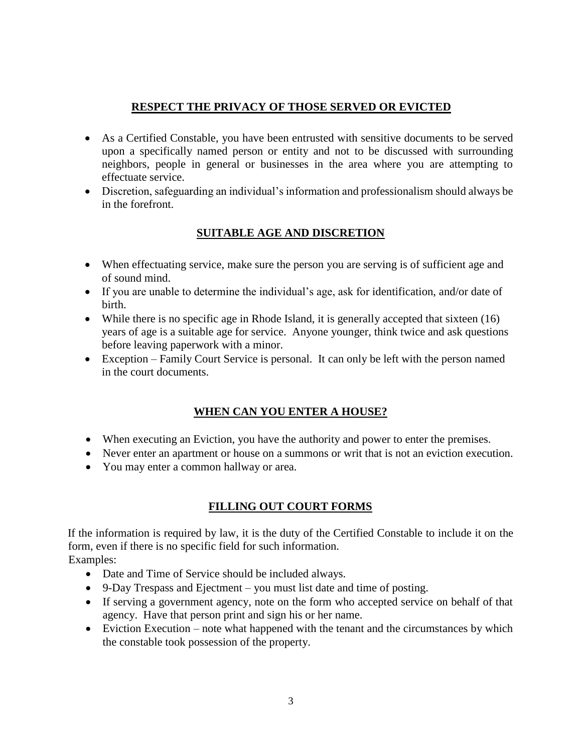## RESPECT THE PRIVACY OF THOSE SERVED OR EVICTED

- As a Certified Constable, you have been entrusted with sensitive documents to be served upon a specifically named person or entity and not to be discussed with surrounding neighbors, people in general or businesses in the area where you are attempting to effectuate service.
- Discretion, safeguarding an individual's information and professionalism should always be in the forefront.

## SUITABLE AGE AND DISCRETION

- When effectuating service, make sure the person you are serving is of sufficient age and of sound mind.
- If you are unable to determine the individual's age, ask for identification, and/or date of birth.
- While there is no specific age in Rhode Island, it is generally accepted that sixteen (16) years of age is a suitable age for service. Anyone younger, think twice and ask questions before leaving paperwork with a minor.
- Exception – Family Court Service is personal. It can only be left with the person named in the court documents.

## WHEN CAN YOU ENTER A HOUSE?

- When executing an Eviction, you have the authority and power to enter the premises.
- Never enter an apartment or house on a summons or writ that is not an eviction execution.
- You may enter a common hallway or area.

## FILLING OUT COURT FORMS

If the information is required by law, it is the duty of the Certified Constable to include it on the form, even if there is no specific field for such information.

Examples:

- Date and Time of Service should be included always.
- 9-Day Trespass and Ejectment – you must list date and time of posting.
- If serving a government agency, note on the form who accepted service on behalf of that agency. Have that person print and sign his or her name.
- Eviction Execution – note what happened with the tenant and the circumstances by which the constable took possession of the property.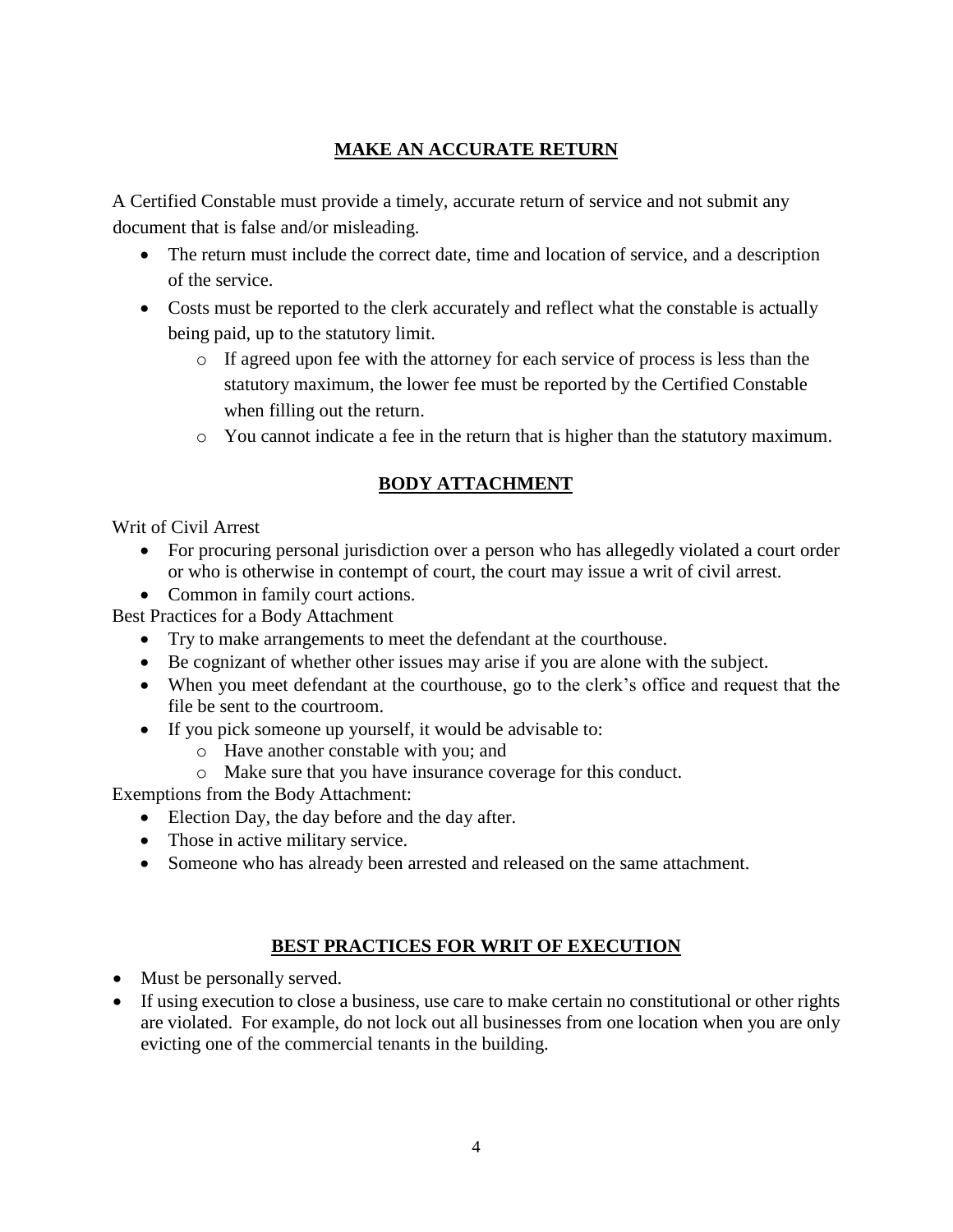## MAKE AN ACCURATE RETURN

A Certified Constable must provide a timely, accurate return of service and not submit any document that is false and/or misleading.

- The return must include the correct date, time and location of service, and a description of the service.
- Costs must be reported to the clerk accurately and reflect what the constable is actually being paid, up to the statutory limit.
    - If agreed upon fee with the attorney for each service of process is less than the statutory maximum, the lower fee must be reported by the Certified Constable when filling out the return.
    - You cannot indicate a fee in the return that is higher than the statutory maximum.

## BODY ATTACHMENT

Writ of Civil Arrest

- For procuring personal jurisdiction over a person who has allegedly violated a court order or who is otherwise in contempt of court, the court may issue a writ of civil arrest.
- Common in family court actions.

Best Practices for a Body Attachment

- Try to make arrangements to meet the defendant at the courthouse.
- Be cognizant of whether other issues may arise if you are alone with the subject.
- When you meet defendant at the courthouse, go to the clerk's office and request that the file be sent to the courtroom.
- If you pick someone up yourself, it would be advisable to:
    - Have another constable with you; and
    - Make sure that you have insurance coverage for this conduct.

Exemptions from the Body Attachment:

- Election Day, the day before and the day after.
- Those in active military service.
- Someone who has already been arrested and released on the same attachment.

## BEST PRACTICES FOR WRIT OF EXECUTION

- Must be personally served.
- If using execution to close a business, use care to make certain no constitutional or other rights are violated. For example, do not lock out all businesses from one location when you are only evicting one of the commercial tenants in the building.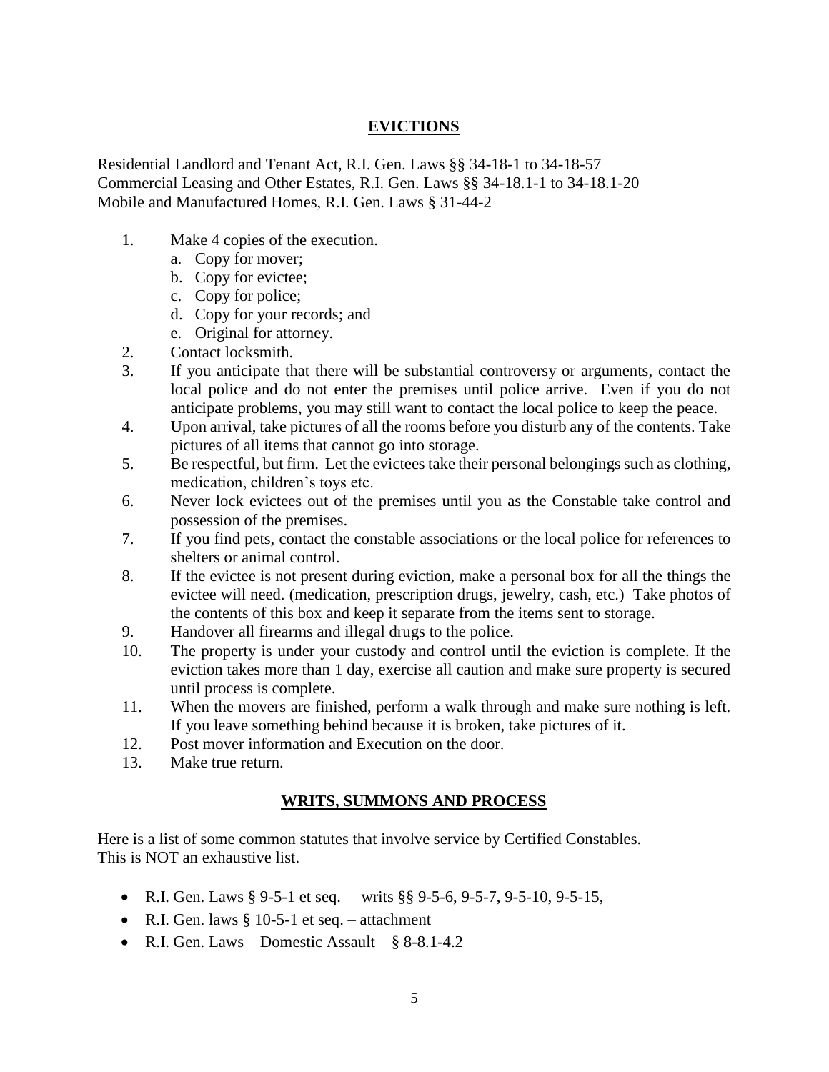## EVICTIONS

Residential Landlord and Tenant Act, R.I. Gen. Laws §§ 34-18-1 to 34-18-57
Commercial Leasing and Other Estates, R.I. Gen. Laws §§ 34-18.1-1 to 34-18.1-20
Mobile and Manufactured Homes, R.I. Gen. Laws § 31-44-2

1. Make 4 copies of the execution.
   a. Copy for mover;
   b. Copy for evictee;
   c. Copy for police;
   d. Copy for your records; and
   e. Original for attorney.
2. Contact locksmith.
3. If you anticipate that there will be substantial controversy or arguments, contact the local police and do not enter the premises until police arrive. Even if you do not anticipate problems, you may still want to contact the local police to keep the peace.
4. Upon arrival, take pictures of all the rooms before you disturb any of the contents. Take pictures of all items that cannot go into storage.
5. Be respectful, but firm. Let the evictees take their personal belongings such as clothing, medication, children's toys etc.
6. Never lock evictees out of the premises until you as the Constable take control and possession of the premises.
7. If you find pets, contact the constable associations or the local police for references to shelters or animal control.
8. If the evictee is not present during eviction, make a personal box for all the things the evictee will need. (medication, prescription drugs, jewelry, cash, etc.) Take photos of the contents of this box and keep it separate from the items sent to storage.
9. Handover all firearms and illegal drugs to the police.
10. The property is under your custody and control until the eviction is complete. If the eviction takes more than 1 day, exercise all caution and make sure property is secured until process is complete.
11. When the movers are finished, perform a walk through and make sure nothing is left. If you leave something behind because it is broken, take pictures of it.
12. Post mover information and Execution on the door.
13. Make true return.

## WRITS, SUMMONS AND PROCESS

Here is a list of some common statutes that involve service by Certified Constables.
<u>This is NOT an exhaustive list</u>.

- R.I. Gen. Laws § 9-5-1 et seq. – writs §§ 9-5-6, 9-5-7, 9-5-10, 9-5-15,
- R.I. Gen. laws § 10-5-1 et seq. – attachment
- R.I. Gen. Laws – Domestic Assault – § 8-8.1-4.2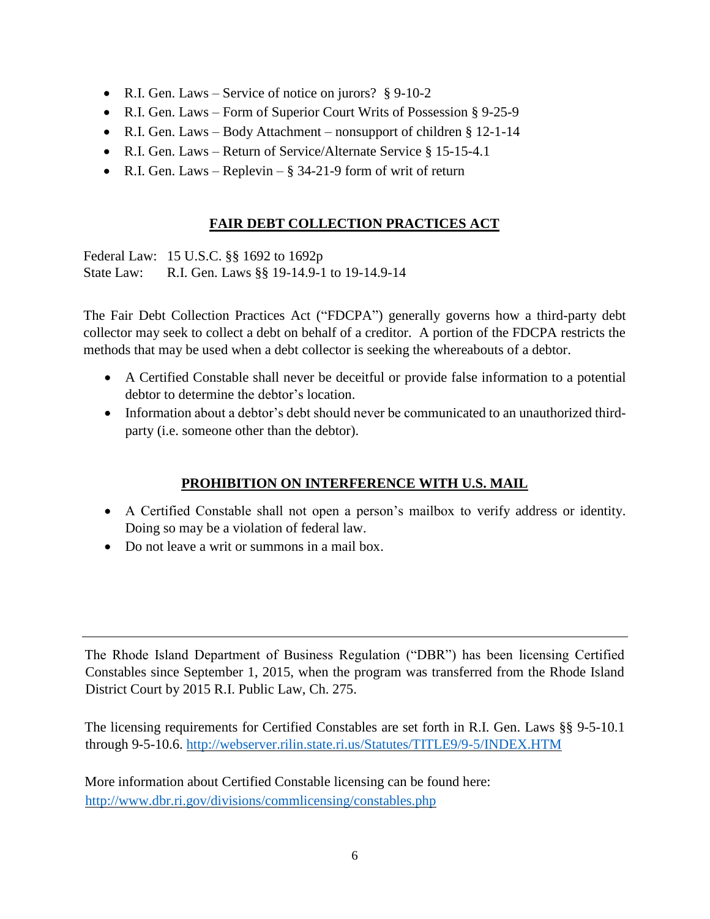- R.I. Gen. Laws – Service of notice on jurors? § 9-10-2
- R.I. Gen. Laws – Form of Superior Court Writs of Possession § 9-25-9
- R.I. Gen. Laws – Body Attachment – nonsupport of children § 12-1-14
- R.I. Gen. Laws – Return of Service/Alternate Service § 15-15-4.1
- R.I. Gen. Laws – Replevin – § 34-21-9 form of writ of return

## FAIR DEBT COLLECTION PRACTICES ACT

Federal Law: 15 U.S.C. §§ 1692 to 1692p
State Law: R.I. Gen. Laws §§ 19-14.9-1 to 19-14.9-14

The Fair Debt Collection Practices Act ("FDCPA") generally governs how a third-party debt collector may seek to collect a debt on behalf of a creditor. A portion of the FDCPA restricts the methods that may be used when a debt collector is seeking the whereabouts of a debtor.

- A Certified Constable shall never be deceitful or provide false information to a potential debtor to determine the debtor's location.
- Information about a debtor's debt should never be communicated to an unauthorized third-party (i.e. someone other than the debtor).

## PROHIBITION ON INTERFERENCE WITH U.S. MAIL

- A Certified Constable shall not open a person's mailbox to verify address or identity. Doing so may be a violation of federal law.
- Do not leave a writ or summons in a mail box.

---

The Rhode Island Department of Business Regulation ("DBR") has been licensing Certified Constables since September 1, 2015, when the program was transferred from the Rhode Island District Court by 2015 R.I. Public Law, Ch. 275.

The licensing requirements for Certified Constables are set forth in R.I. Gen. Laws §§ 9-5-10.1 through 9-5-10.6. http://webserver.rilin.state.ri.us/Statutes/TITLE9/9-5/INDEX.HTM

More information about Certified Constable licensing can be found here:
http://www.dbr.ri.gov/divisions/commlicensing/constables.php